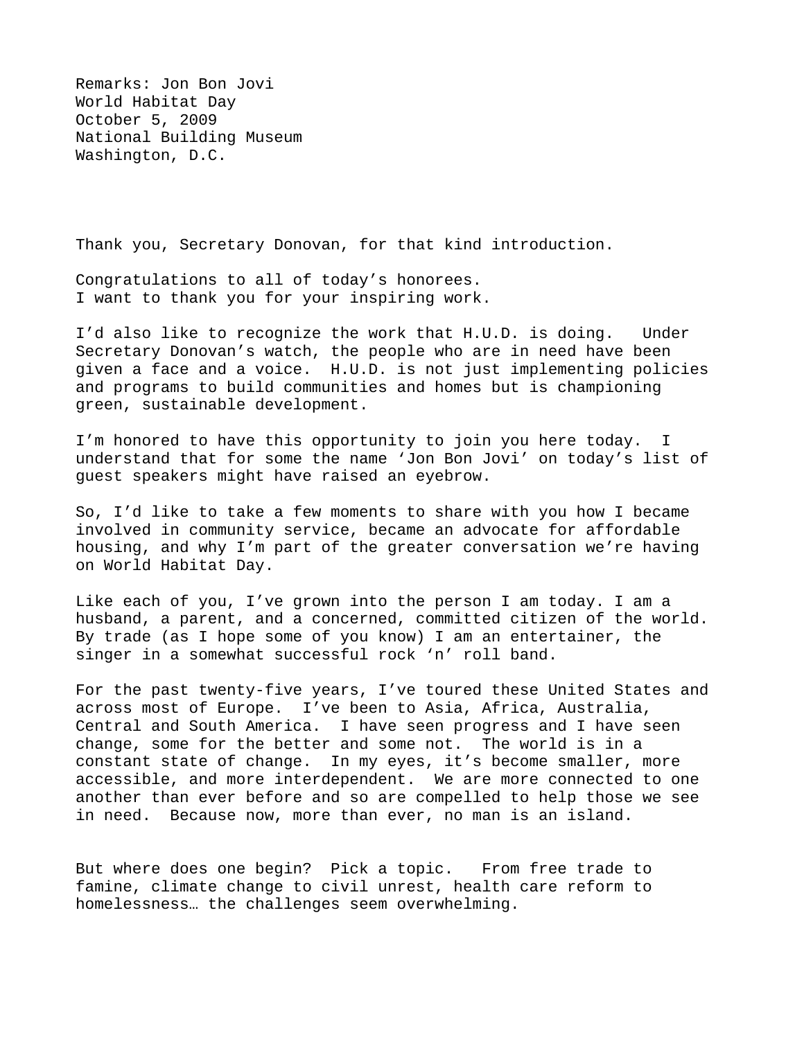Remarks: Jon Bon Jovi
World Habitat Day
October 5, 2009
National Building Museum
Washington, D.C.

Thank you, Secretary Donovan, for that kind introduction.

Congratulations to all of today's honorees.
I want to thank you for your inspiring work.

I'd also like to recognize the work that H.U.D. is doing. Under Secretary Donovan's watch, the people who are in need have been given a face and a voice. H.U.D. is not just implementing policies and programs to build communities and homes but is championing green, sustainable development.

I'm honored to have this opportunity to join you here today. I understand that for some the name 'Jon Bon Jovi' on today's list of guest speakers might have raised an eyebrow.

So, I'd like to take a few moments to share with you how I became involved in community service, became an advocate for affordable housing, and why I'm part of the greater conversation we're having on World Habitat Day.

Like each of you, I've grown into the person I am today. I am a husband, a parent, and a concerned, committed citizen of the world. By trade (as I hope some of you know) I am an entertainer, the singer in a somewhat successful rock 'n' roll band.

For the past twenty-five years, I've toured these United States and across most of Europe. I've been to Asia, Africa, Australia, Central and South America. I have seen progress and I have seen change, some for the better and some not. The world is in a constant state of change. In my eyes, it's become smaller, more accessible, and more interdependent. We are more connected to one another than ever before and so are compelled to help those we see in need. Because now, more than ever, no man is an island.

But where does one begin? Pick a topic. From free trade to famine, climate change to civil unrest, health care reform to homelessness… the challenges seem overwhelming.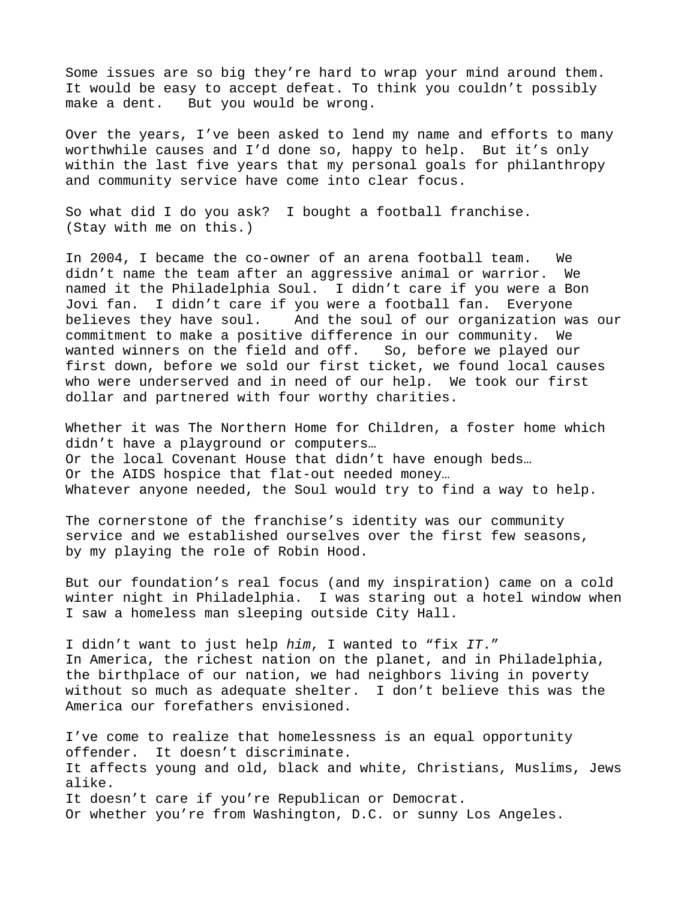Some issues are so big they're hard to wrap your mind around them. It would be easy to accept defeat. To think you couldn't possibly make a dent. But you would be wrong.

Over the years, I've been asked to lend my name and efforts to many worthwhile causes and I'd done so, happy to help. But it's only within the last five years that my personal goals for philanthropy and community service have come into clear focus.

So what did I do you ask? I bought a football franchise. (Stay with me on this.)

In 2004, I became the co-owner of an arena football team. We didn't name the team after an aggressive animal or warrior. We named it the Philadelphia Soul. I didn't care if you were a Bon Jovi fan. I didn't care if you were a football fan. Everyone believes they have soul. And the soul of our organization was our commitment to make a positive difference in our community. We wanted winners on the field and off. So, before we played our first down, before we sold our first ticket, we found local causes who were underserved and in need of our help. We took our first dollar and partnered with four worthy charities.

Whether it was The Northern Home for Children, a foster home which didn't have a playground or computers…
Or the local Covenant House that didn't have enough beds…
Or the AIDS hospice that flat-out needed money…
Whatever anyone needed, the Soul would try to find a way to help.

The cornerstone of the franchise's identity was our community service and we established ourselves over the first few seasons, by my playing the role of Robin Hood.

But our foundation's real focus (and my inspiration) came on a cold winter night in Philadelphia. I was staring out a hotel window when I saw a homeless man sleeping outside City Hall.

I didn't want to just help *him*, I wanted to "fix *IT*."
In America, the richest nation on the planet, and in Philadelphia, the birthplace of our nation, we had neighbors living in poverty without so much as adequate shelter. I don't believe this was the America our forefathers envisioned.

I've come to realize that homelessness is an equal opportunity offender. It doesn't discriminate.
It affects young and old, black and white, Christians, Muslims, Jews alike.
It doesn't care if you're Republican or Democrat.
Or whether you're from Washington, D.C. or sunny Los Angeles.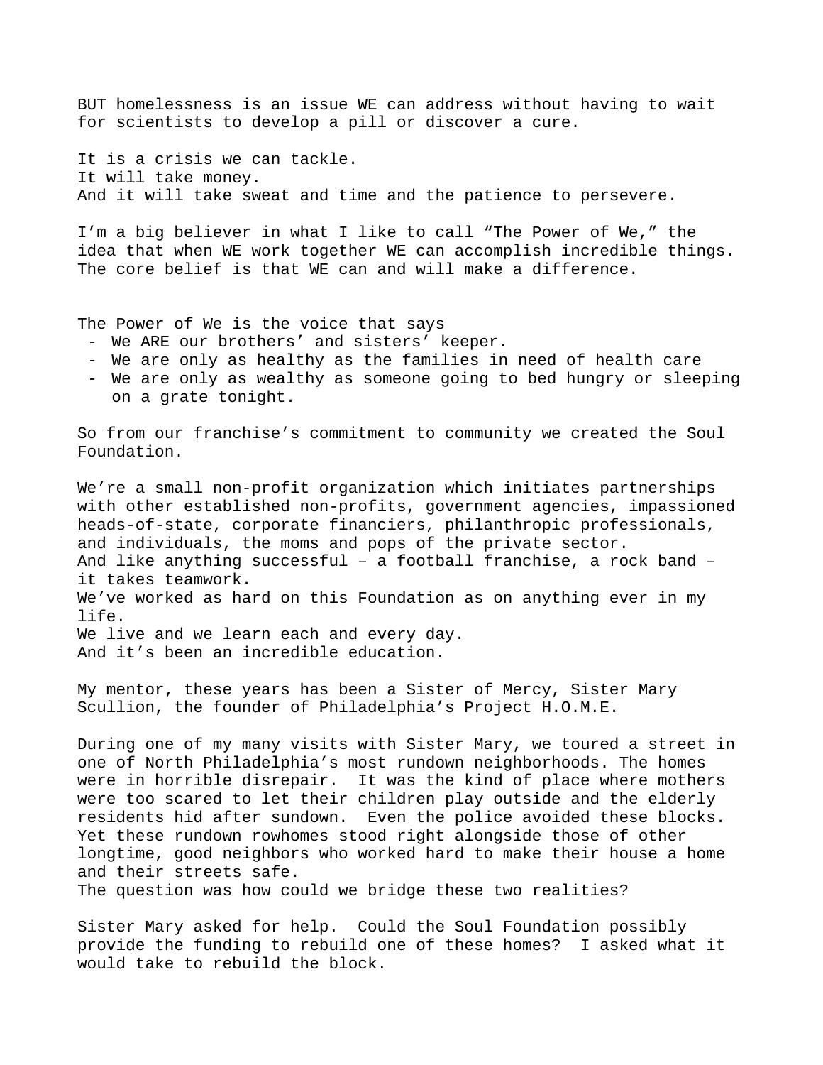BUT homelessness is an issue WE can address without having to wait for scientists to develop a pill or discover a cure.

It is a crisis we can tackle.
It will take money.
And it will take sweat and time and the patience to persevere.

I'm a big believer in what I like to call "The Power of We," the idea that when WE work together WE can accomplish incredible things. The core belief is that WE can and will make a difference.

The Power of We is the voice that says

- We ARE our brothers' and sisters' keeper.
- We are only as healthy as the families in need of health care
- We are only as wealthy as someone going to bed hungry or sleeping on a grate tonight.

So from our franchise's commitment to community we created the Soul Foundation.

We're a small non-profit organization which initiates partnerships with other established non-profits, government agencies, impassioned heads-of-state, corporate financiers, philanthropic professionals, and individuals, the moms and pops of the private sector.
And like anything successful – a football franchise, a rock band – it takes teamwork.
We've worked as hard on this Foundation as on anything ever in my life.
We live and we learn each and every day.
And it's been an incredible education.

My mentor, these years has been a Sister of Mercy, Sister Mary Scullion, the founder of Philadelphia's Project H.O.M.E.

During one of my many visits with Sister Mary, we toured a street in one of North Philadelphia's most rundown neighborhoods. The homes were in horrible disrepair. It was the kind of place where mothers were too scared to let their children play outside and the elderly residents hid after sundown. Even the police avoided these blocks. Yet these rundown rowhomes stood right alongside those of other longtime, good neighbors who worked hard to make their house a home and their streets safe.
The question was how could we bridge these two realities?

Sister Mary asked for help. Could the Soul Foundation possibly provide the funding to rebuild one of these homes? I asked what it would take to rebuild the block.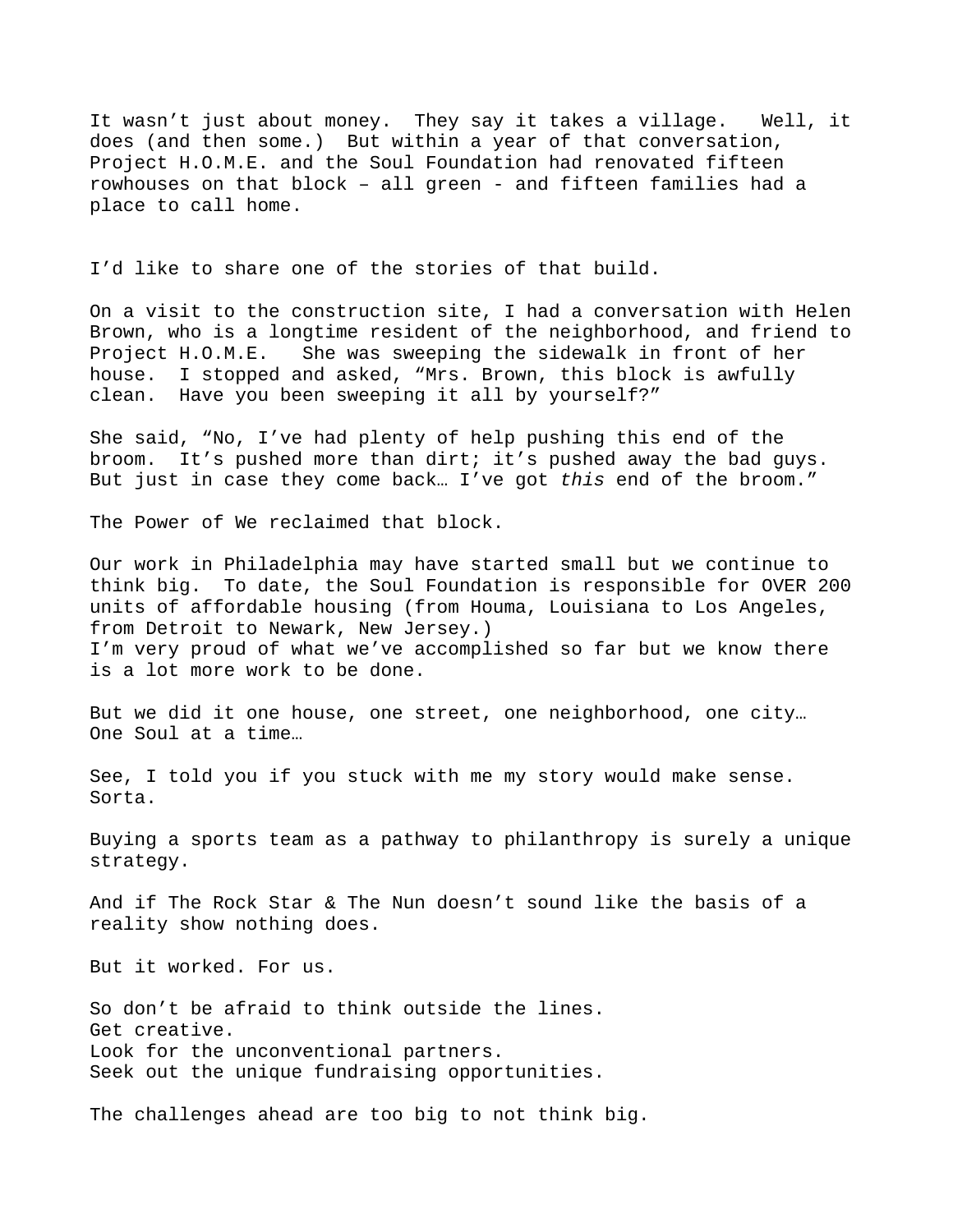It wasn't just about money. They say it takes a village. Well, it does (and then some.) But within a year of that conversation, Project H.O.M.E. and the Soul Foundation had renovated fifteen rowhouses on that block – all green - and fifteen families had a place to call home.

I'd like to share one of the stories of that build.

On a visit to the construction site, I had a conversation with Helen Brown, who is a longtime resident of the neighborhood, and friend to Project H.O.M.E. She was sweeping the sidewalk in front of her house. I stopped and asked, "Mrs. Brown, this block is awfully clean. Have you been sweeping it all by yourself?"

She said, "No, I've had plenty of help pushing this end of the broom. It's pushed more than dirt; it's pushed away the bad guys. But just in case they come back… I've got *this* end of the broom."

The Power of We reclaimed that block.

Our work in Philadelphia may have started small but we continue to think big. To date, the Soul Foundation is responsible for OVER 200 units of affordable housing (from Houma, Louisiana to Los Angeles, from Detroit to Newark, New Jersey.)
I'm very proud of what we've accomplished so far but we know there is a lot more work to be done.

But we did it one house, one street, one neighborhood, one city…
One Soul at a time…

See, I told you if you stuck with me my story would make sense. Sorta.

Buying a sports team as a pathway to philanthropy is surely a unique strategy.

And if The Rock Star & The Nun doesn't sound like the basis of a reality show nothing does.

But it worked. For us.

So don't be afraid to think outside the lines.
Get creative.
Look for the unconventional partners.
Seek out the unique fundraising opportunities.

The challenges ahead are too big to not think big.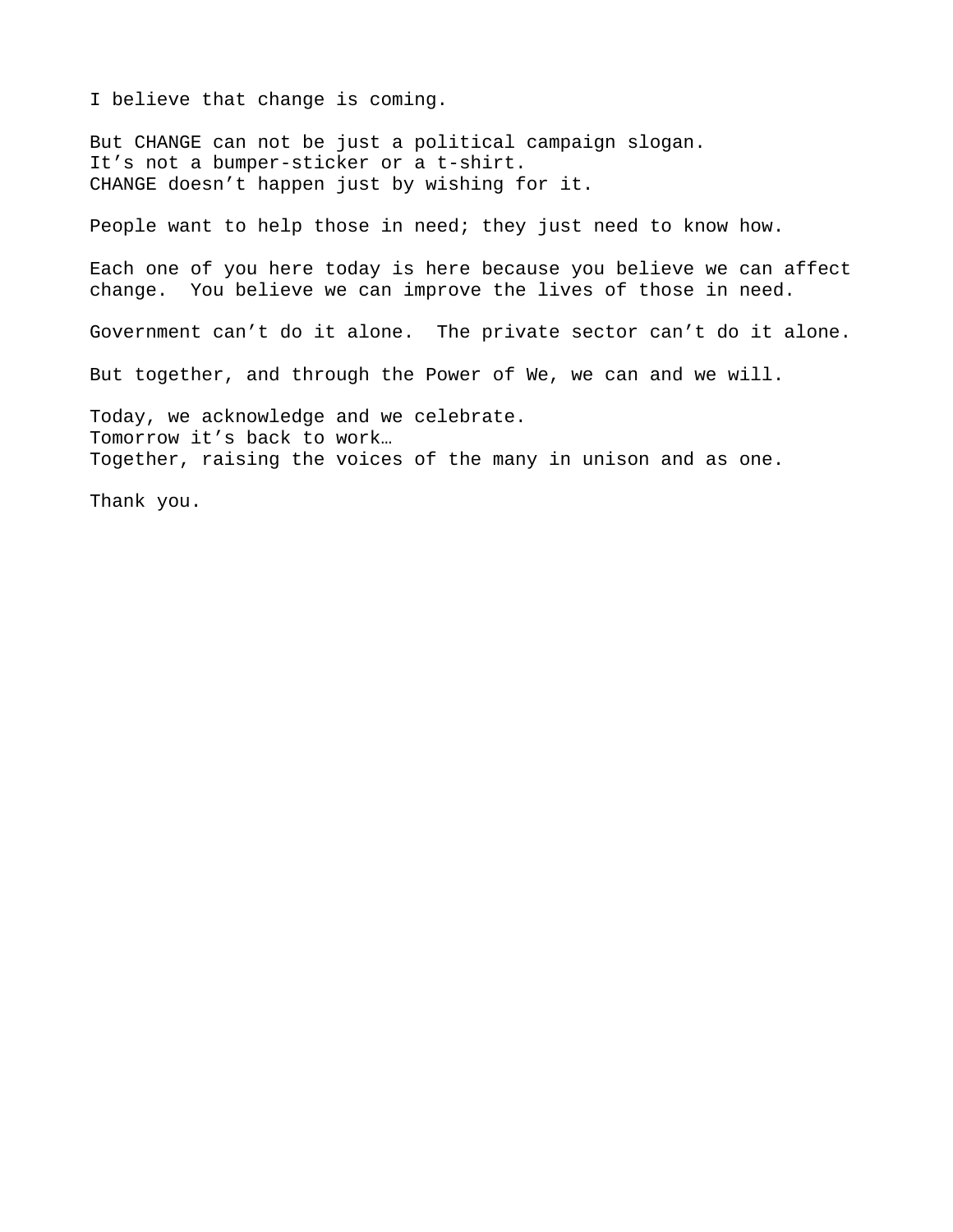I believe that change is coming.

But CHANGE can not be just a political campaign slogan.
It’s not a bumper-sticker or a t-shirt.
CHANGE doesn’t happen just by wishing for it.

People want to help those in need; they just need to know how.

Each one of you here today is here because you believe we can affect change. You believe we can improve the lives of those in need.

Government can’t do it alone. The private sector can’t do it alone.

But together, and through the Power of We, we can and we will.

Today, we acknowledge and we celebrate.
Tomorrow it’s back to work…
Together, raising the voices of the many in unison and as one.

Thank you.